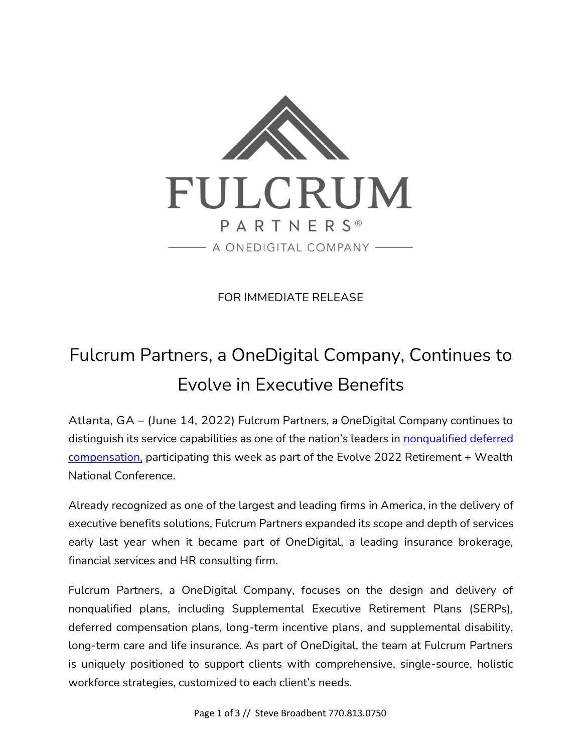FULCRUM

PARTNERS®

A ONEDIGITAL COMPANY

FOR IMMEDIATE RELEASE

# Fulcrum Partners, a OneDigital Company, Continues to Evolve in Executive Benefits

Atlanta, GA – (June 14, 2022) Fulcrum Partners, a OneDigital Company continues to distinguish its service capabilities as one of the nation's leaders in nonqualified deferred compensation, participating this week as part of the Evolve 2022 Retirement + Wealth National Conference.

Already recognized as one of the largest and leading firms in America, in the delivery of executive benefits solutions, Fulcrum Partners expanded its scope and depth of services early last year when it became part of OneDigital, a leading insurance brokerage, financial services and HR consulting firm.

Fulcrum Partners, a OneDigital Company, focuses on the design and delivery of nonqualified plans, including Supplemental Executive Retirement Plans (SERPs), deferred compensation plans, long-term incentive plans, and supplemental disability, long-term care and life insurance. As part of OneDigital, the team at Fulcrum Partners is uniquely positioned to support clients with comprehensive, single-source, holistic workforce strategies, customized to each client's needs.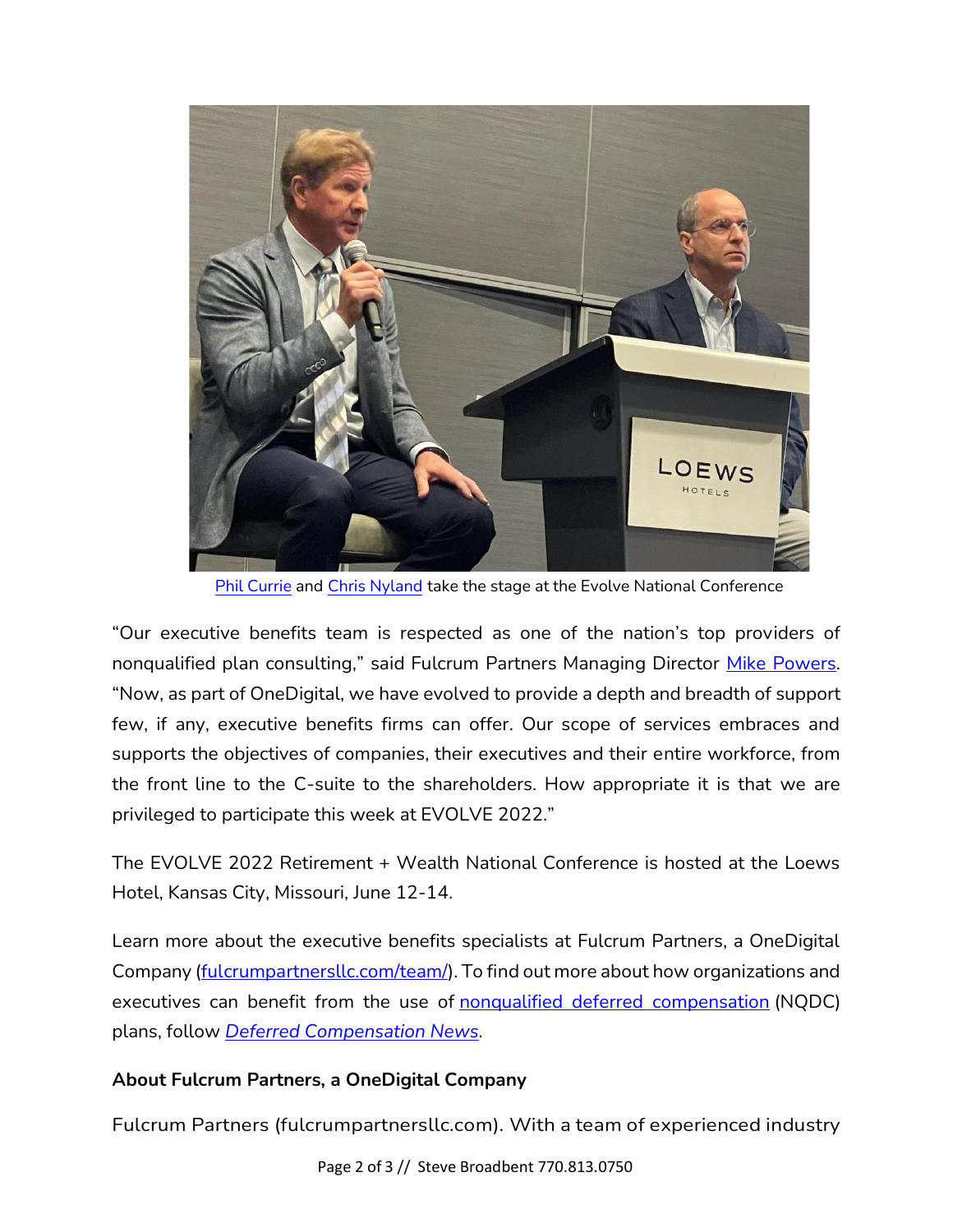Phil Currie and Chris Nyland take the stage at the Evolve National Conference

"Our executive benefits team is respected as one of the nation's top providers of nonqualified plan consulting," said Fulcrum Partners Managing Director Mike Powers. "Now, as part of OneDigital, we have evolved to provide a depth and breadth of support few, if any, executive benefits firms can offer. Our scope of services embraces and supports the objectives of companies, their executives and their entire workforce, from the front line to the C-suite to the shareholders. How appropriate it is that we are privileged to participate this week at EVOLVE 2022."

The EVOLVE 2022 Retirement + Wealth National Conference is hosted at the Loews Hotel, Kansas City, Missouri, June 12-14.

Learn more about the executive benefits specialists at Fulcrum Partners, a OneDigital Company (fulcrumpartnersllc.com/team/). To find out more about how organizations and executives can benefit from the use of nonqualified deferred compensation (NQDC) plans, follow *Deferred Compensation News*.

**About Fulcrum Partners, a OneDigital Company**

Fulcrum Partners (fulcrumpartnersllc.com). With a team of experienced industry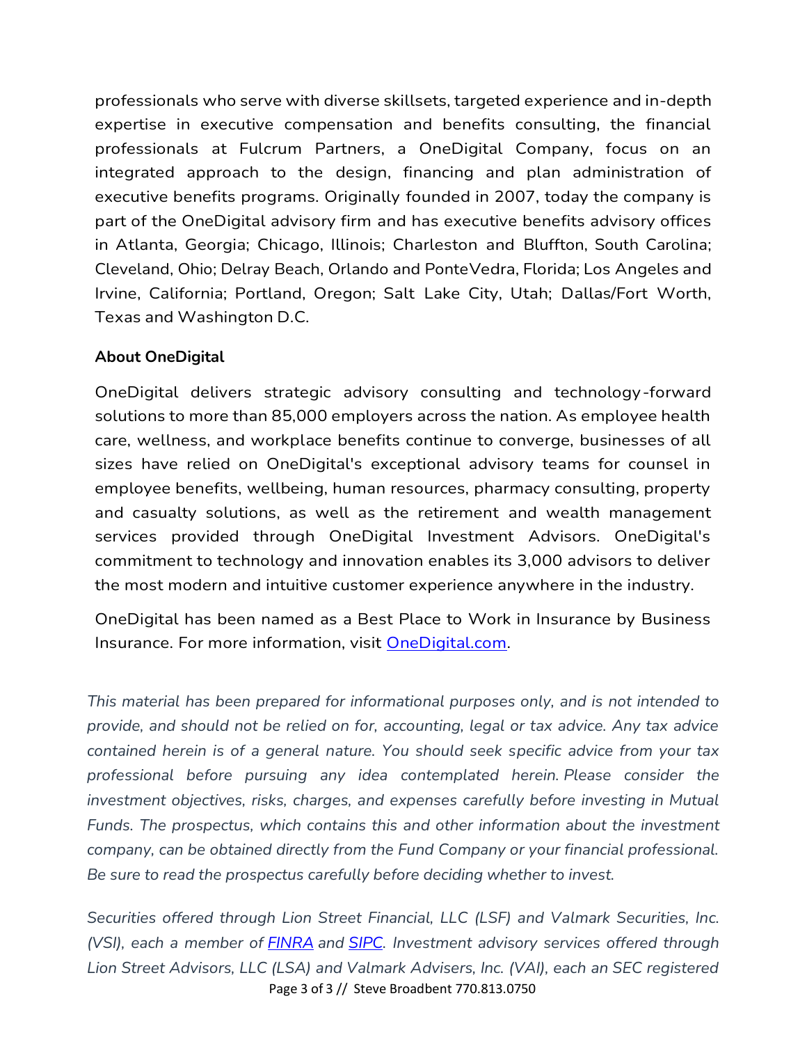professionals who serve with diverse skillsets, targeted experience and in-depth expertise in executive compensation and benefits consulting, the financial professionals at Fulcrum Partners, a OneDigital Company, focus on an integrated approach to the design, financing and plan administration of executive benefits programs. Originally founded in 2007, today the company is part of the OneDigital advisory firm and has executive benefits advisory offices in Atlanta, Georgia; Chicago, Illinois; Charleston and Bluffton, South Carolina; Cleveland, Ohio; Delray Beach, Orlando and PonteVedra, Florida; Los Angeles and Irvine, California; Portland, Oregon; Salt Lake City, Utah; Dallas/Fort Worth, Texas and Washington D.C.

**About OneDigital**

OneDigital delivers strategic advisory consulting and technology-forward solutions to more than 85,000 employers across the nation. As employee health care, wellness, and workplace benefits continue to converge, businesses of all sizes have relied on OneDigital's exceptional advisory teams for counsel in employee benefits, wellbeing, human resources, pharmacy consulting, property and casualty solutions, as well as the retirement and wealth management services provided through OneDigital Investment Advisors. OneDigital's commitment to technology and innovation enables its 3,000 advisors to deliver the most modern and intuitive customer experience anywhere in the industry.

OneDigital has been named as a Best Place to Work in Insurance by Business Insurance. For more information, visit [OneDigital.com](OneDigital.com).

*This material has been prepared for informational purposes only, and is not intended to provide, and should not be relied on for, accounting, legal or tax advice. Any tax advice contained herein is of a general nature. You should seek specific advice from your tax professional before pursuing any idea contemplated herein. Please consider the investment objectives, risks, charges, and expenses carefully before investing in Mutual Funds. The prospectus, which contains this and other information about the investment company, can be obtained directly from the Fund Company or your financial professional. Be sure to read the prospectus carefully before deciding whether to invest.*

*Securities offered through Lion Street Financial, LLC (LSF) and Valmark Securities, Inc. (VSI), each a member of [FINRA]() and [SIPC](). Investment advisory services offered through Lion Street Advisors, LLC (LSA) and Valmark Advisers, Inc. (VAI), each an SEC registered*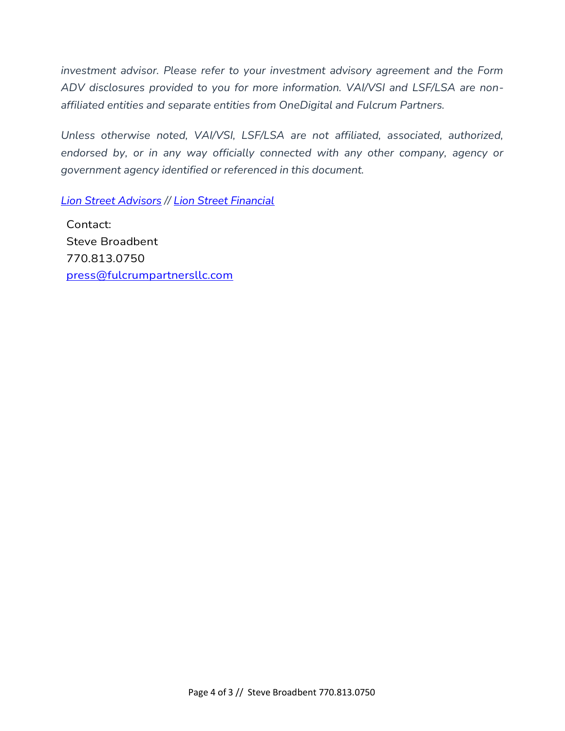*investment advisor. Please refer to your investment advisory agreement and the Form ADV disclosures provided to you for more information. VAI/VSI and LSF/LSA are non-affiliated entities and separate entities from OneDigital and Fulcrum Partners.*

*Unless otherwise noted, VAI/VSI, LSF/LSA are not affiliated, associated, authorized, endorsed by, or in any way officially connected with any other company, agency or government agency identified or referenced in this document.*

*Lion Street Advisors // Lion Street Financial*

Contact:
Steve Broadbent
770.813.0750
press@fulcrumpartnersllc.com